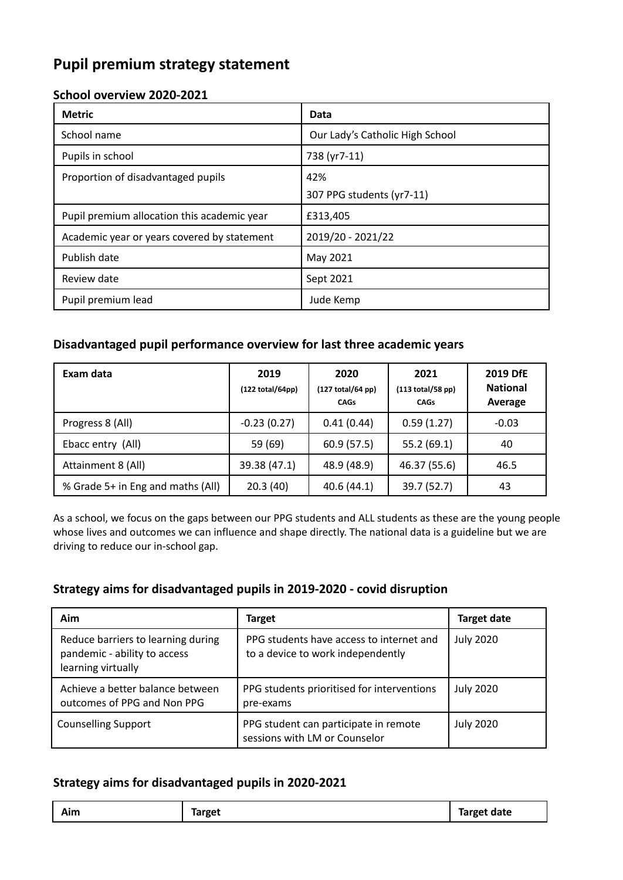# Pupil premium strategy statement

## School overview 2020-2021

| Metric | Data |
|---|---|
| School name | Our Lady's Catholic High School |
| Pupils in school | 738 (yr7-11) |
| Proportion of disadvantaged pupils | 42%<br>307 PPG students (yr7-11) |
| Pupil premium allocation this academic year | £313,405 |
| Academic year or years covered by statement | 2019/20 - 2021/22 |
| Publish date | May 2021 |
| Review date | Sept 2021 |
| Pupil premium lead | Jude Kemp |

## Disadvantaged pupil performance overview for last three academic years

| Exam data | 2019 (122 total/64pp) | 2020 (127 total/64 pp) CAGs | 2021 (113 total/58 pp) CAGs | 2019 DfE National Average |
|---|---|---|---|---|
| Progress 8 (All) | -0.23 (0.27) | 0.41 (0.44) | 0.59 (1.27) | -0.03 |
| Ebacc entry (All) | 59 (69) | 60.9 (57.5) | 55.2 (69.1) | 40 |
| Attainment 8 (All) | 39.38 (47.1) | 48.9 (48.9) | 46.37 (55.6) | 46.5 |
| % Grade 5+ in Eng and maths (All) | 20.3 (40) | 40.6 (44.1) | 39.7 (52.7) | 43 |

As a school, we focus on the gaps between our PPG students and ALL students as these are the young people whose lives and outcomes we can influence and shape directly. The national data is a guideline but we are driving to reduce our in-school gap.

## Strategy aims for disadvantaged pupils in 2019-2020 - covid disruption

| Aim | Target | Target date |
|---|---|---|
| Reduce barriers to learning during pandemic - ability to access learning virtually | PPG students have access to internet and to a device to work independently | July 2020 |
| Achieve a better balance between outcomes of PPG and Non PPG | PPG students prioritised for interventions pre-exams | July 2020 |
| Counselling Support | PPG student can participate in remote sessions with LM or Counselor | July 2020 |

## Strategy aims for disadvantaged pupils in 2020-2021

| Aim | Target | Target date |
|---|---|---|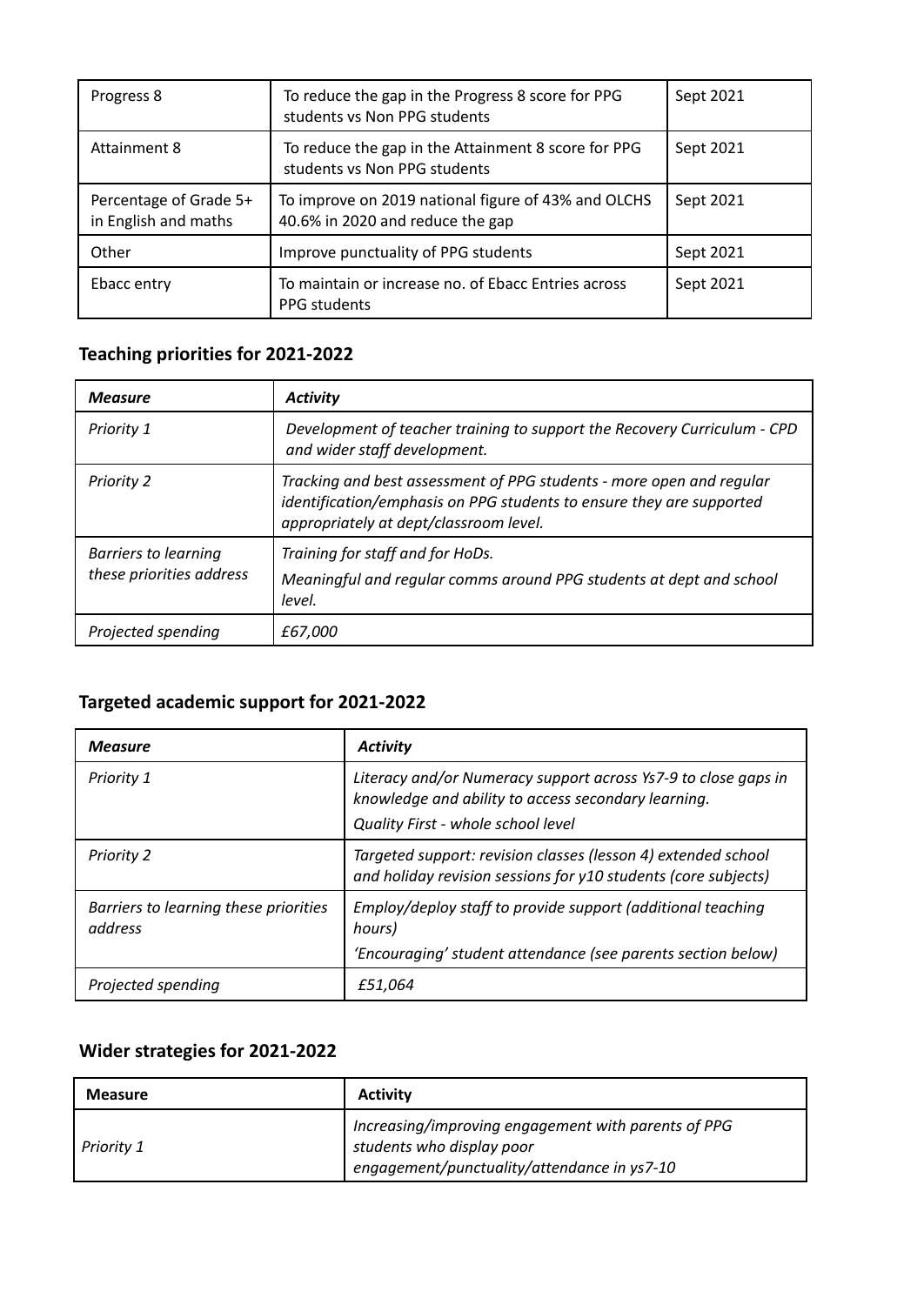| Progress 8 | To reduce the gap in the Progress 8 score for PPG students vs Non PPG students | Sept 2021 |
|---|---|---|
| Attainment 8 | To reduce the gap in the Attainment 8 score for PPG students vs Non PPG students | Sept 2021 |
| Percentage of Grade 5+ in English and maths | To improve on 2019 national figure of 43% and OLCHS 40.6% in 2020 and reduce the gap | Sept 2021 |
| Other | Improve punctuality of PPG students | Sept 2021 |
| Ebacc entry | To maintain or increase no. of Ebacc Entries across PPG students | Sept 2021 |

## Teaching priorities for 2021-2022

| *Measure* | *Activity* |
|---|---|
| *Priority 1* | *Development of teacher training to support the Recovery Curriculum - CPD and wider staff development.* |
| *Priority 2* | *Tracking and best assessment of PPG students - more open and regular identification/emphasis on PPG students to ensure they are supported appropriately at dept/classroom level.* |
| *Barriers to learning these priorities address* | *Training for staff and for HoDs.*<br>*Meaningful and regular comms around PPG students at dept and school level.* |
| *Projected spending* | *£67,000* |

## Targeted academic support for 2021-2022

| *Measure* | *Activity* |
|---|---|
| *Priority 1* | *Literacy and/or Numeracy support across Ys7-9 to close gaps in knowledge and ability to access secondary learning.*<br>*Quality First - whole school level* |
| *Priority 2* | *Targeted support: revision classes (lesson 4) extended school and holiday revision sessions for y10 students (core subjects)* |
| *Barriers to learning these priorities address* | *Employ/deploy staff to provide support (additional teaching hours)*<br>*'Encouraging' student attendance (see parents section below)* |
| *Projected spending* | *£51,064* |

## Wider strategies for 2021-2022

| **Measure** | **Activity** |
|---|---|
| *Priority 1* | *Increasing/improving engagement with parents of PPG students who display poor engagement/punctuality/attendance in ys7-10* |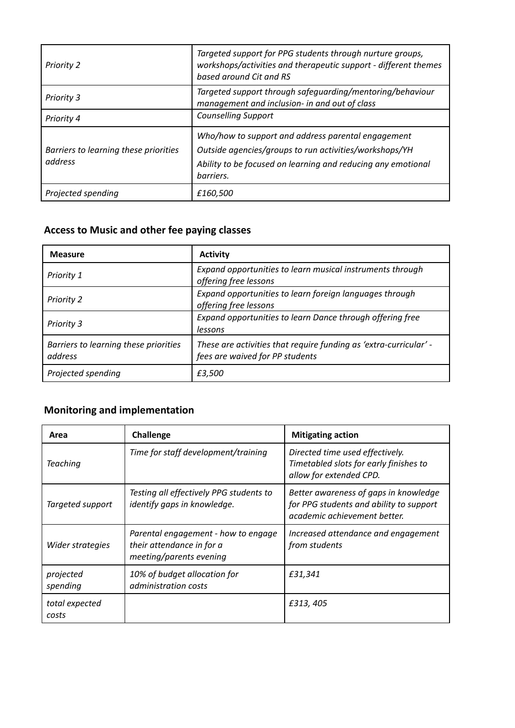| | |
|---|---|
| *Priority 2* | *Targeted support for PPG students through nurture groups, workshops/activities and therapeutic support - different themes based around Cit and RS* |
| *Priority 3* | *Targeted support through safeguarding/mentoring/behaviour management and inclusion- in and out of class* |
| *Priority 4* | *Counselling Support* |
| *Barriers to learning these priorities address* | *Who/how to support and address parental engagement*<br>*Outside agencies/groups to run activities/workshops/YH*<br>*Ability to be focused on learning and reducing any emotional barriers.* |
| *Projected spending* | *£160,500* |

## Access to Music and other fee paying classes

| Measure | Activity |
|---|---|
| *Priority 1* | *Expand opportunities to learn musical instruments through offering free lessons* |
| *Priority 2* | *Expand opportunities to learn foreign languages through offering free lessons* |
| *Priority 3* | *Expand opportunities to learn Dance through offering free lessons* |
| *Barriers to learning these priorities address* | *These are activities that require funding as 'extra-curricular' - fees are waived for PP students* |
| *Projected spending* | *£3,500* |

## Monitoring and implementation

| Area | Challenge | Mitigating action |
|---|---|---|
| *Teaching* | *Time for staff development/training* | *Directed time used effectively. Timetabled slots for early finishes to allow for extended CPD.* |
| *Targeted support* | *Testing all effectively PPG students to identify gaps in knowledge.* | *Better awareness of gaps in knowledge for PPG students and ability to support academic achievement better.* |
| *Wider strategies* | *Parental engagement - how to engage their attendance in for a meeting/parents evening* | *Increased attendance and engagement from students* |
| *projected spending* | *10% of budget allocation for administration costs* | *£31,341* |
| *total expected costs* | | *£313, 405* |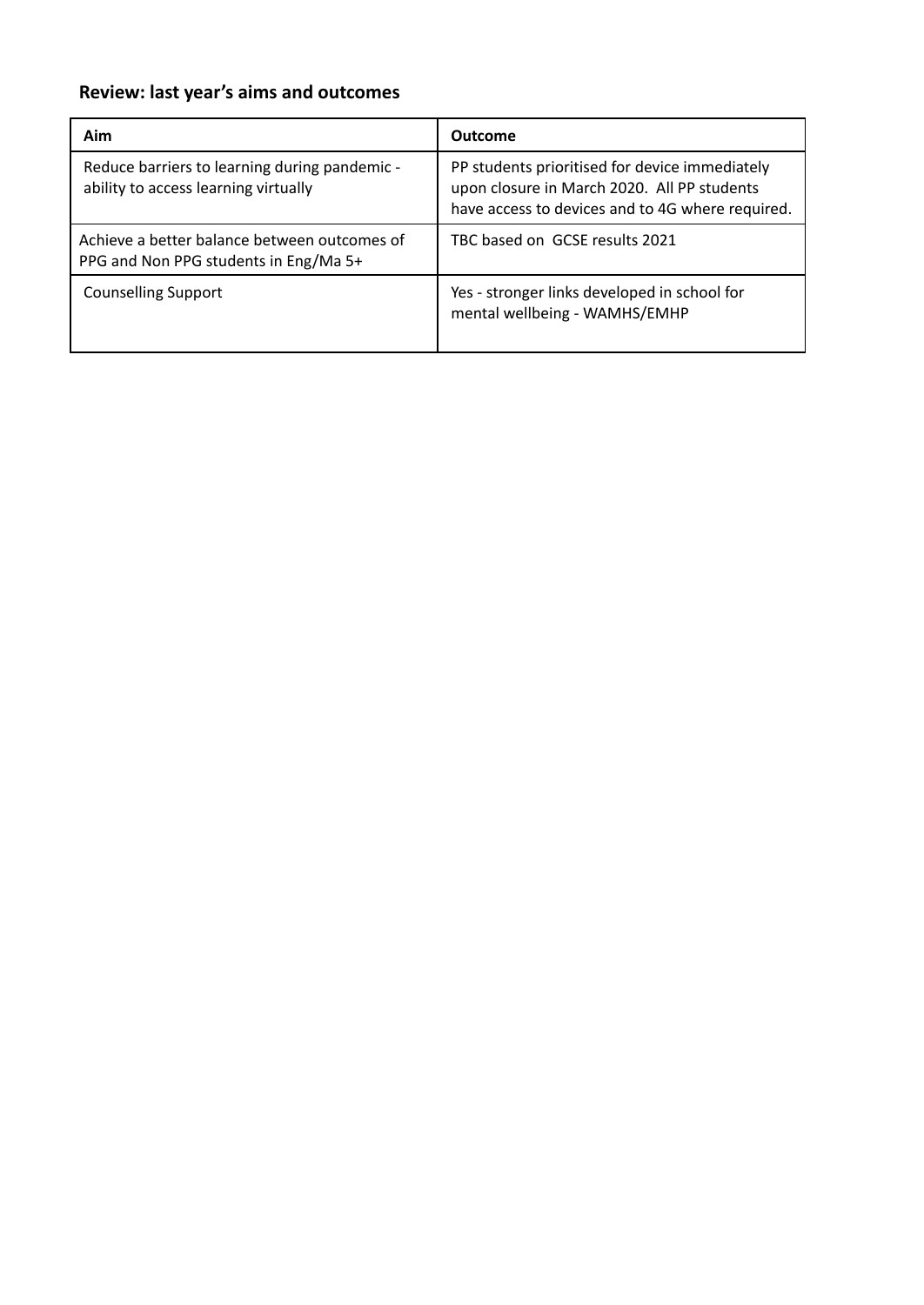## Review: last year's aims and outcomes

| Aim | Outcome |
| --- | --- |
| Reduce barriers to learning during pandemic - ability to access learning virtually | PP students prioritised for device immediately upon closure in March 2020. All PP students have access to devices and to 4G where required. |
| Achieve a better balance between outcomes of PPG and Non PPG students in Eng/Ma 5+ | TBC based on GCSE results 2021 |
| Counselling Support | Yes - stronger links developed in school for mental wellbeing - WAMHS/EMHP |